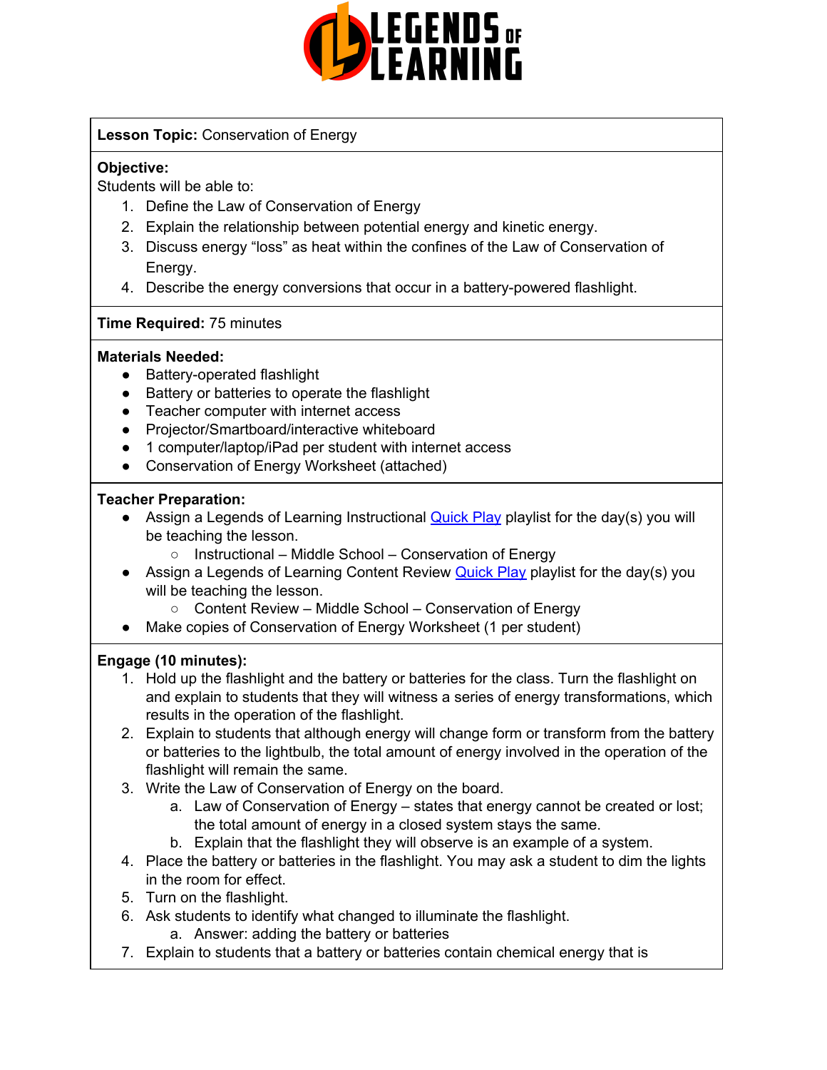**Lesson Topic:** Conservation of Energy

**Objective:**
Students will be able to:

1. Define the Law of Conservation of Energy
2. Explain the relationship between potential energy and kinetic energy.
3. Discuss energy "loss" as heat within the confines of the Law of Conservation of Energy.
4. Describe the energy conversions that occur in a battery-powered flashlight.

**Time Required:** 75 minutes

**Materials Needed:**

- Battery-operated flashlight
- Battery or batteries to operate the flashlight
- Teacher computer with internet access
- Projector/Smartboard/interactive whiteboard
- 1 computer/laptop/iPad per student with internet access
- Conservation of Energy Worksheet (attached)

**Teacher Preparation:**

- Assign a Legends of Learning Instructional Quick Play playlist for the day(s) you will be teaching the lesson.
  - Instructional – Middle School – Conservation of Energy
- Assign a Legends of Learning Content Review Quick Play playlist for the day(s) you will be teaching the lesson.
  - Content Review – Middle School – Conservation of Energy
- Make copies of Conservation of Energy Worksheet (1 per student)

**Engage (10 minutes):**

1. Hold up the flashlight and the battery or batteries for the class. Turn the flashlight on and explain to students that they will witness a series of energy transformations, which results in the operation of the flashlight.
2. Explain to students that although energy will change form or transform from the battery or batteries to the lightbulb, the total amount of energy involved in the operation of the flashlight will remain the same.
3. Write the Law of Conservation of Energy on the board.
   a. Law of Conservation of Energy – states that energy cannot be created or lost; the total amount of energy in a closed system stays the same.
   b. Explain that the flashlight they will observe is an example of a system.
4. Place the battery or batteries in the flashlight. You may ask a student to dim the lights in the room for effect.
5. Turn on the flashlight.
6. Ask students to identify what changed to illuminate the flashlight.
   a. Answer: adding the battery or batteries
7. Explain to students that a battery or batteries contain chemical energy that is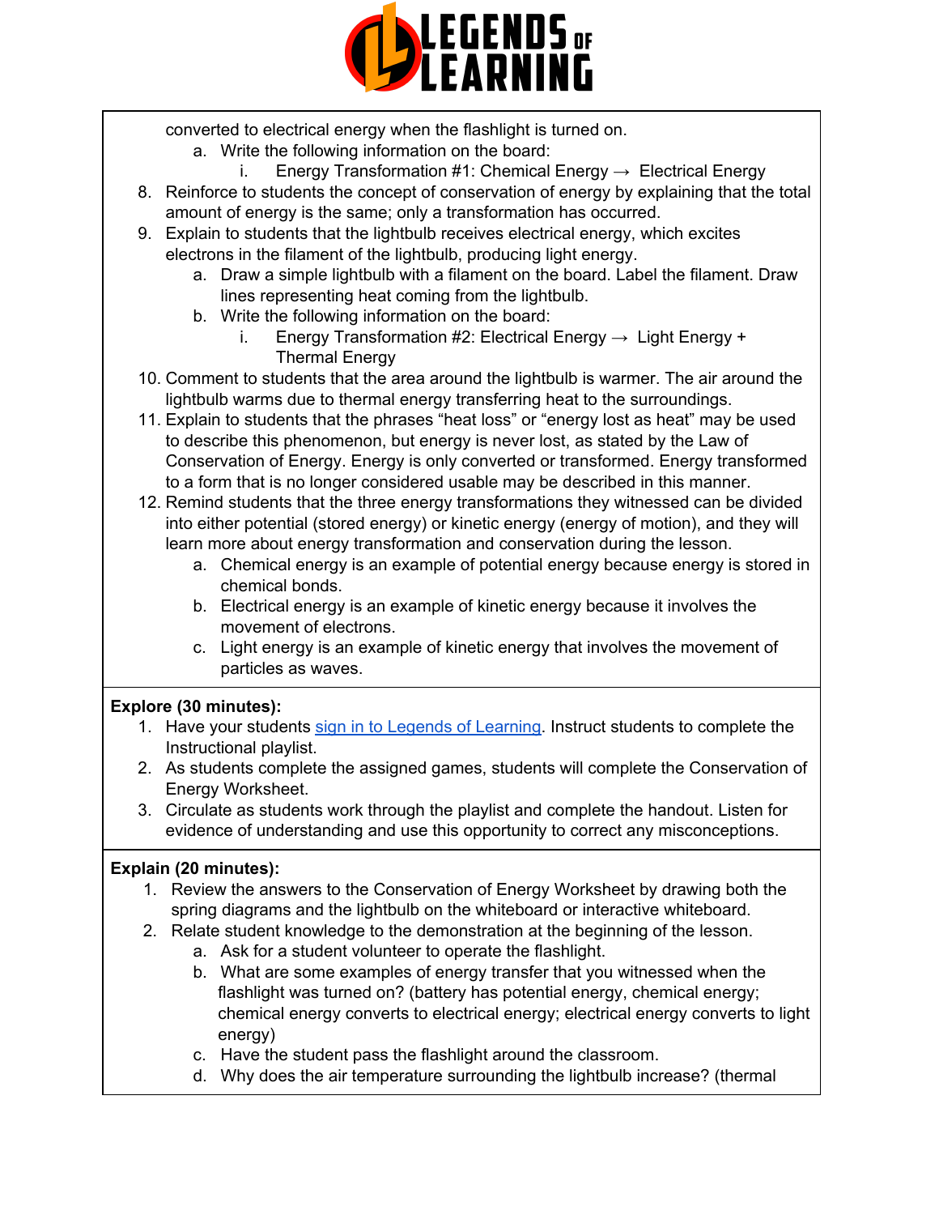converted to electrical energy when the flashlight is turned on.

   a. Write the following information on the board:
      i. Energy Transformation #1: Chemical Energy → Electrical Energy

8. Reinforce to students the concept of conservation of energy by explaining that the total amount of energy is the same; only a transformation has occurred.
9. Explain to students that the lightbulb receives electrical energy, which excites electrons in the filament of the lightbulb, producing light energy.
   a. Draw a simple lightbulb with a filament on the board. Label the filament. Draw lines representing heat coming from the lightbulb.
   b. Write the following information on the board:
      i. Energy Transformation #2: Electrical Energy → Light Energy + Thermal Energy
10. Comment to students that the area around the lightbulb is warmer. The air around the lightbulb warms due to thermal energy transferring heat to the surroundings.
11. Explain to students that the phrases "heat loss" or "energy lost as heat" may be used to describe this phenomenon, but energy is never lost, as stated by the Law of Conservation of Energy. Energy is only converted or transformed. Energy transformed to a form that is no longer considered usable may be described in this manner.
12. Remind students that the three energy transformations they witnessed can be divided into either potential (stored energy) or kinetic energy (energy of motion), and they will learn more about energy transformation and conservation during the lesson.
    a. Chemical energy is an example of potential energy because energy is stored in chemical bonds.
    b. Electrical energy is an example of kinetic energy because it involves the movement of electrons.
    c. Light energy is an example of kinetic energy that involves the movement of particles as waves.

**Explore (30 minutes):**

1. Have your students sign in to Legends of Learning. Instruct students to complete the Instructional playlist.
2. As students complete the assigned games, students will complete the Conservation of Energy Worksheet.
3. Circulate as students work through the playlist and complete the handout. Listen for evidence of understanding and use this opportunity to correct any misconceptions.

**Explain (20 minutes):**

1. Review the answers to the Conservation of Energy Worksheet by drawing both the spring diagrams and the lightbulb on the whiteboard or interactive whiteboard.
2. Relate student knowledge to the demonstration at the beginning of the lesson.
   a. Ask for a student volunteer to operate the flashlight.
   b. What are some examples of energy transfer that you witnessed when the flashlight was turned on? (battery has potential energy, chemical energy; chemical energy converts to electrical energy; electrical energy converts to light energy)
   c. Have the student pass the flashlight around the classroom.
   d. Why does the air temperature surrounding the lightbulb increase? (thermal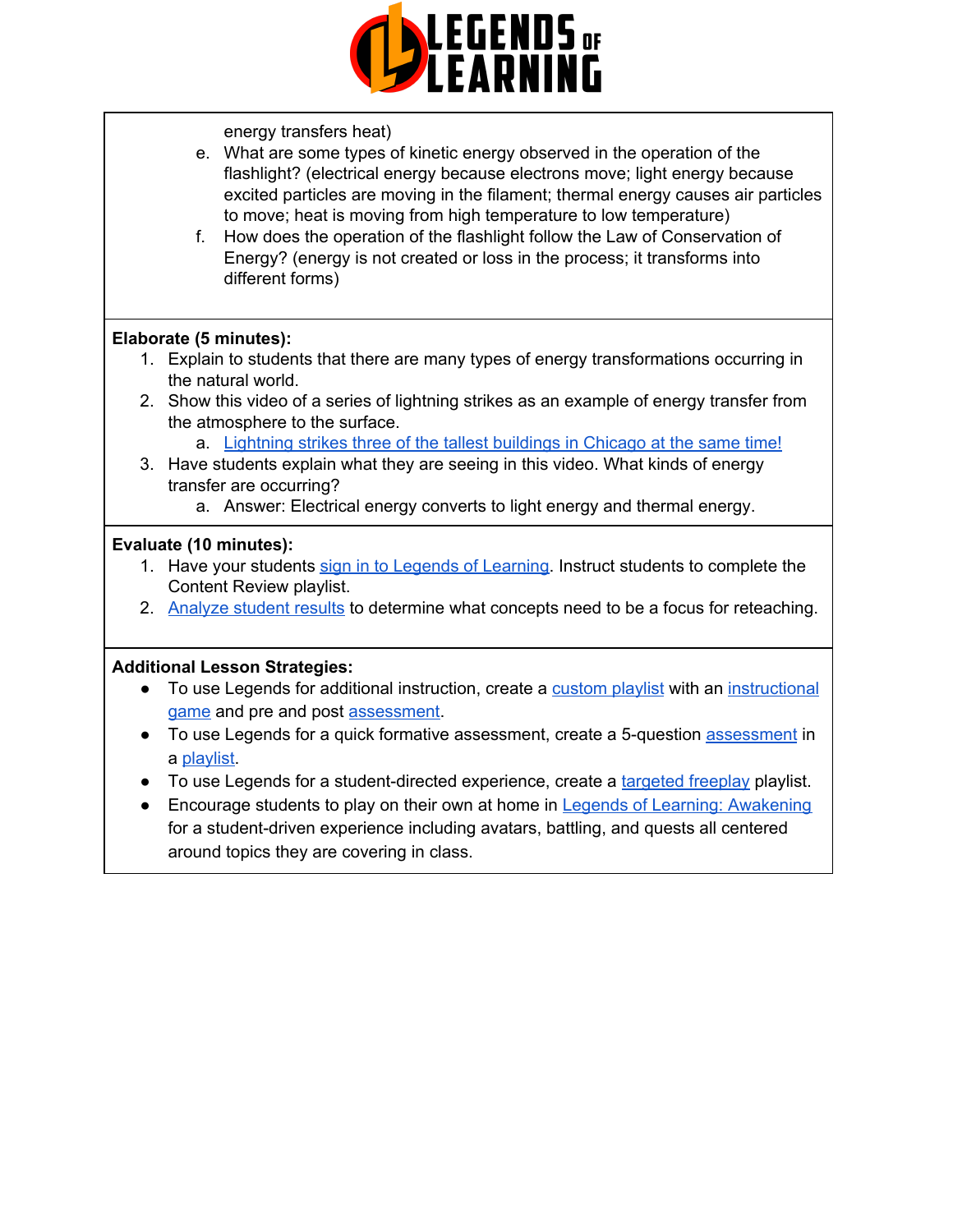energy transfers heat)

e. What are some types of kinetic energy observed in the operation of the flashlight? (electrical energy because electrons move; light energy because excited particles are moving in the filament; thermal energy causes air particles to move; heat is moving from high temperature to low temperature)

f. How does the operation of the flashlight follow the Law of Conservation of Energy? (energy is not created or loss in the process; it transforms into different forms)

**Elaborate (5 minutes):**

1. Explain to students that there are many types of energy transformations occurring in the natural world.
2. Show this video of a series of lightning strikes as an example of energy transfer from the atmosphere to the surface.
   a. Lightning strikes three of the tallest buildings in Chicago at the same time!
3. Have students explain what they are seeing in this video. What kinds of energy transfer are occurring?
   a. Answer: Electrical energy converts to light energy and thermal energy.

**Evaluate (10 minutes):**

1. Have your students sign in to Legends of Learning. Instruct students to complete the Content Review playlist.
2. Analyze student results to determine what concepts need to be a focus for reteaching.

**Additional Lesson Strategies:**

- To use Legends for additional instruction, create a custom playlist with an instructional game and pre and post assessment.
- To use Legends for a quick formative assessment, create a 5-question assessment in a playlist.
- To use Legends for a student-directed experience, create a targeted freeplay playlist.
- Encourage students to play on their own at home in Legends of Learning: Awakening for a student-driven experience including avatars, battling, and quests all centered around topics they are covering in class.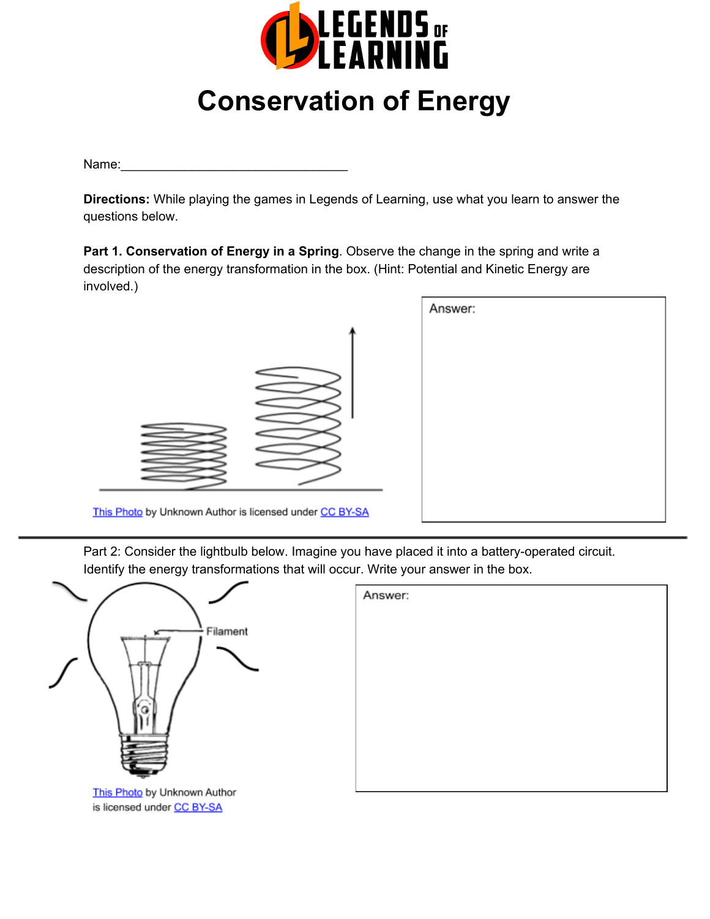# Conservation of Energy

Name:_________________________________

**Directions:** While playing the games in Legends of Learning, use what you learn to answer the questions below.

**Part 1. Conservation of Energy in a Spring**. Observe the change in the spring and write a description of the energy transformation in the box. (Hint: Potential and Kinetic Energy are involved.)

This Photo by Unknown Author is licensed under CC BY-SA

Answer:

---

Part 2: Consider the lightbulb below. Imagine you have placed it into a battery-operated circuit. Identify the energy transformations that will occur. Write your answer in the box.

Filament

This Photo by Unknown Author is licensed under CC BY-SA

Answer: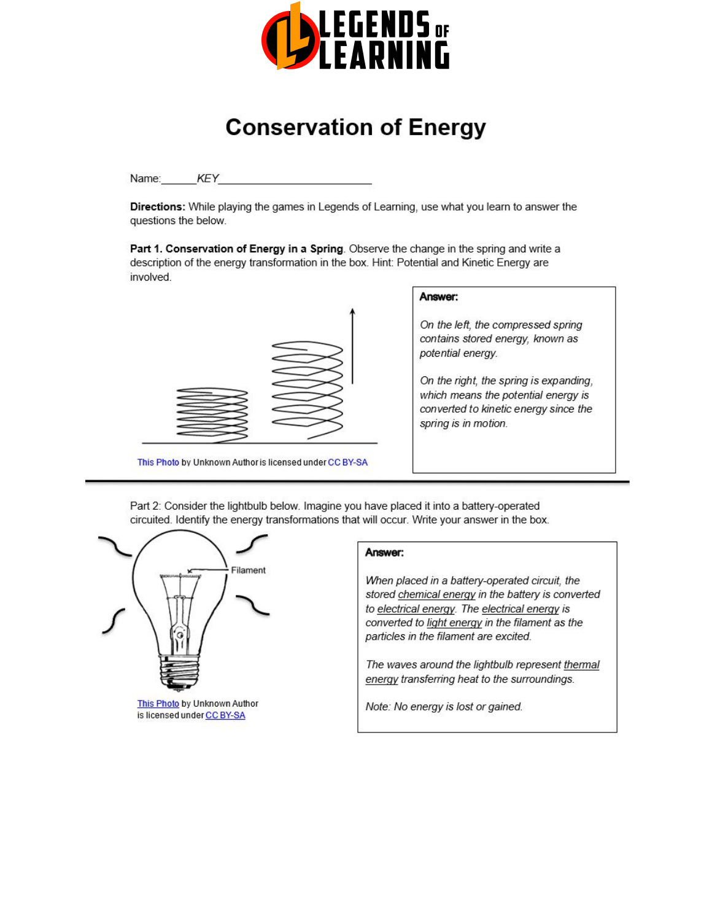LEGENDS OF LEARNING

# Conservation of Energy

Name:______*KEY*_________________________

**Directions:** While playing the games in Legends of Learning, use what you learn to answer the questions the below.

**Part 1. Conservation of Energy in a Spring**. Observe the change in the spring and write a description of the energy transformation in the box. Hint: Potential and Kinetic Energy are involved.

This Photo by Unknown Author is licensed under CC BY-SA

**Answer:**

*On the left, the compressed spring contains stored energy, known as potential energy.*

*On the right, the spring is expanding, which means the potential energy is converted to kinetic energy since the spring is in motion.*

---

Part 2: Consider the lightbulb below. Imagine you have placed it into a battery-operated circuited. Identify the energy transformations that will occur. Write your answer in the box.

Filament

This Photo by Unknown Author is licensed under CC BY-SA

**Answer:**

*When placed in a battery-operated circuit, the stored chemical energy in the battery is converted to electrical energy. The electrical energy is converted to light energy in the filament as the particles in the filament are excited.*

*The waves around the lightbulb represent thermal energy transferring heat to the surroundings.*

*Note: No energy is lost or gained.*